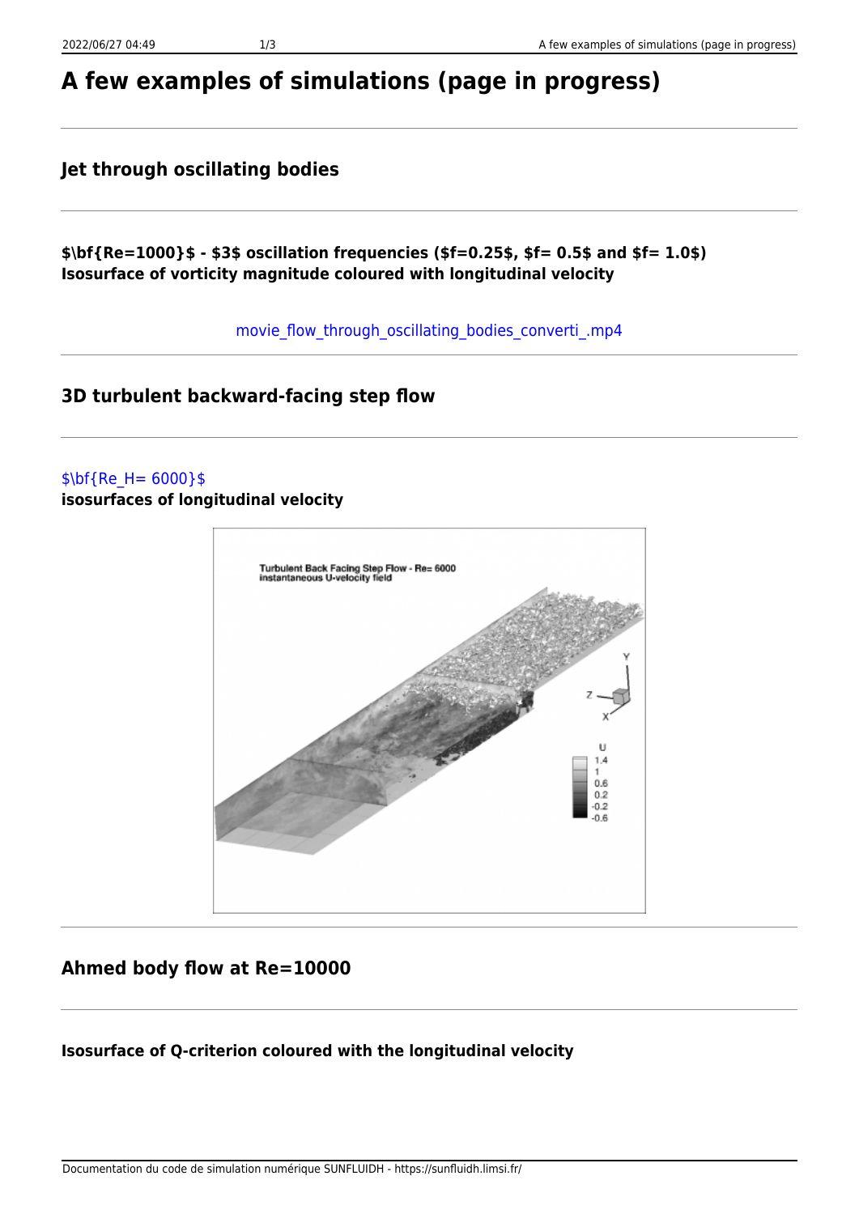# A few examples of simulations (page in progress)

---

## Jet through oscillating bodies

---

**$\bf{Re=1000}$ - $3$ oscillation frequencies ($f=0.25$, $f= 0.5$ and $f= 1.0$)**
**Isosurface of vorticity magnitude coloured with longitudinal velocity**

movie_flow_through_oscillating_bodies_converti_.mp4

---

## 3D turbulent backward-facing step flow

---

$\bf{Re_H= 6000}$
**isosurfaces of longitudinal velocity**

---

## Ahmed body flow at Re=10000

---

**Isosurface of Q-criterion coloured with the longitudinal velocity**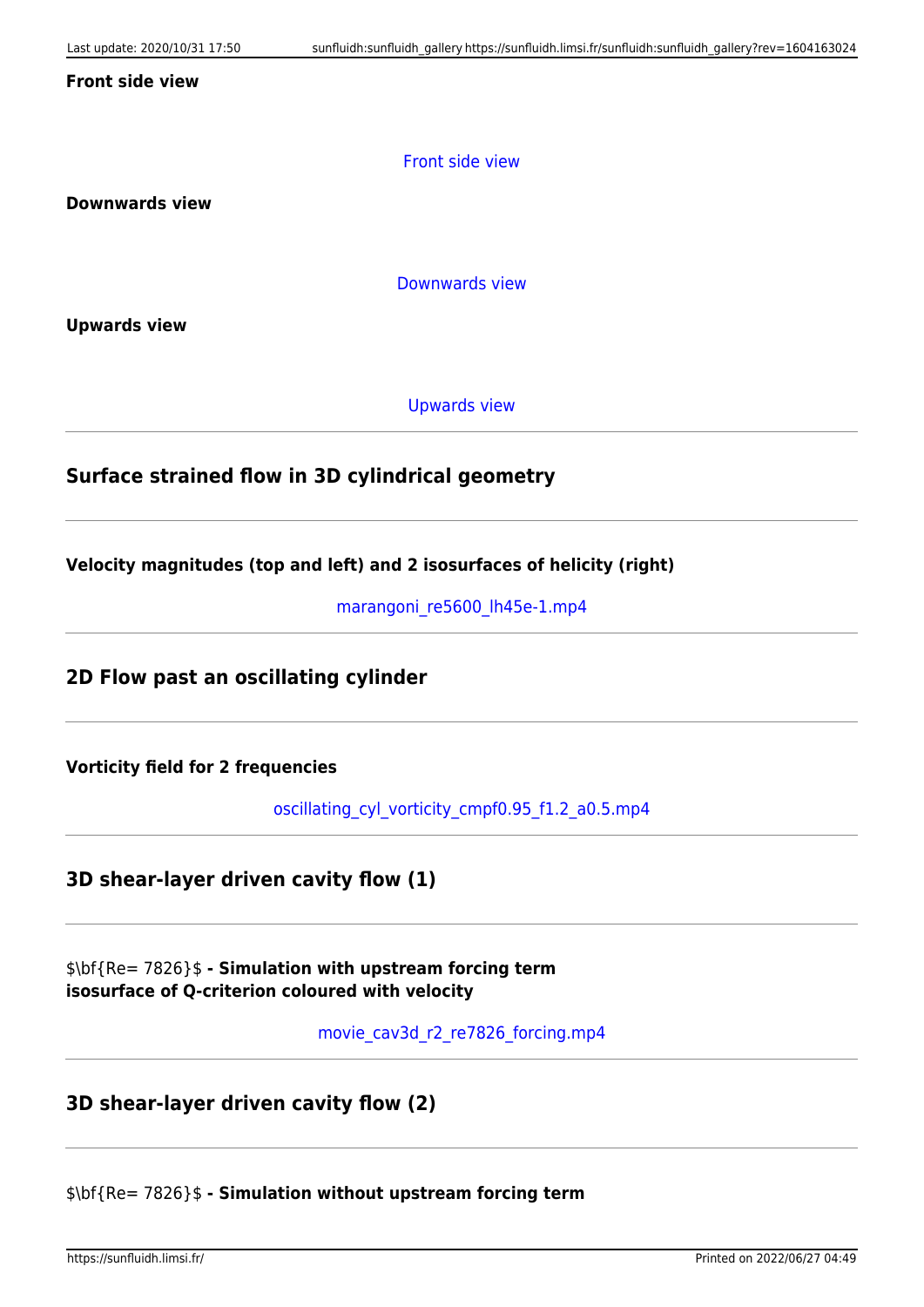**Front side view**

Front side view

**Downwards view**

Downwards view

**Upwards view**

Upwards view

---

## Surface strained flow in 3D cylindrical geometry

---

**Velocity magnitudes (top and left) and 2 isosurfaces of helicity (right)**

marangoni_re5600_lh45e-1.mp4

---

## 2D Flow past an oscillating cylinder

---

**Vorticity field for 2 frequencies**

oscillating_cyl_vorticity_cmpf0.95_f1.2_a0.5.mp4

---

## 3D shear-layer driven cavity flow (1)

---

$\bf{Re= 7826}$ **- Simulation with upstream forcing term**
**isosurface of Q-criterion coloured with velocity**

movie_cav3d_r2_re7826_forcing.mp4

---

## 3D shear-layer driven cavity flow (2)

---

$\bf{Re= 7826}$ **- Simulation without upstream forcing term**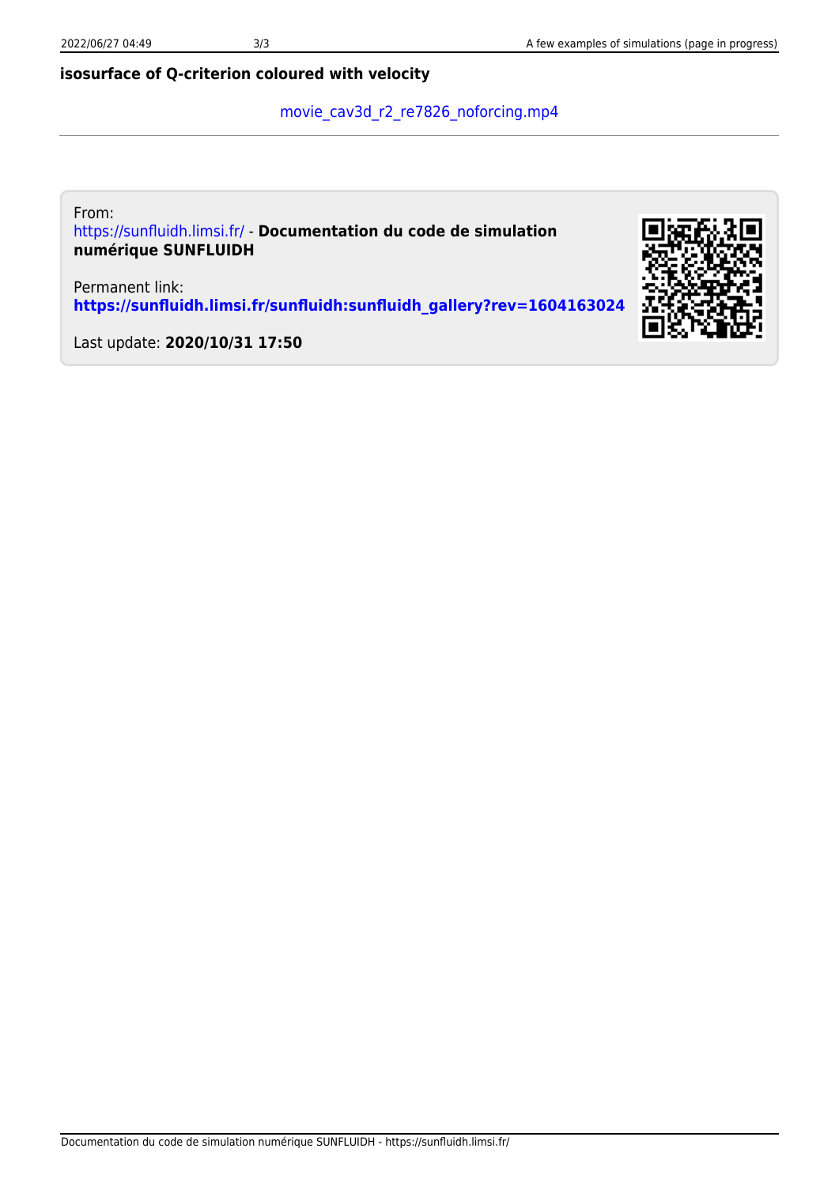**isosurface of Q-criterion coloured with velocity**

movie_cav3d_r2_re7826_noforcing.mp4

---

From:
https://sunfluidh.limsi.fr/ - **Documentation du code de simulation numérique SUNFLUIDH**

Permanent link:
**https://sunfluidh.limsi.fr/sunfluidh:sunfluidh_gallery?rev=1604163024**

Last update: **2020/10/31 17:50**